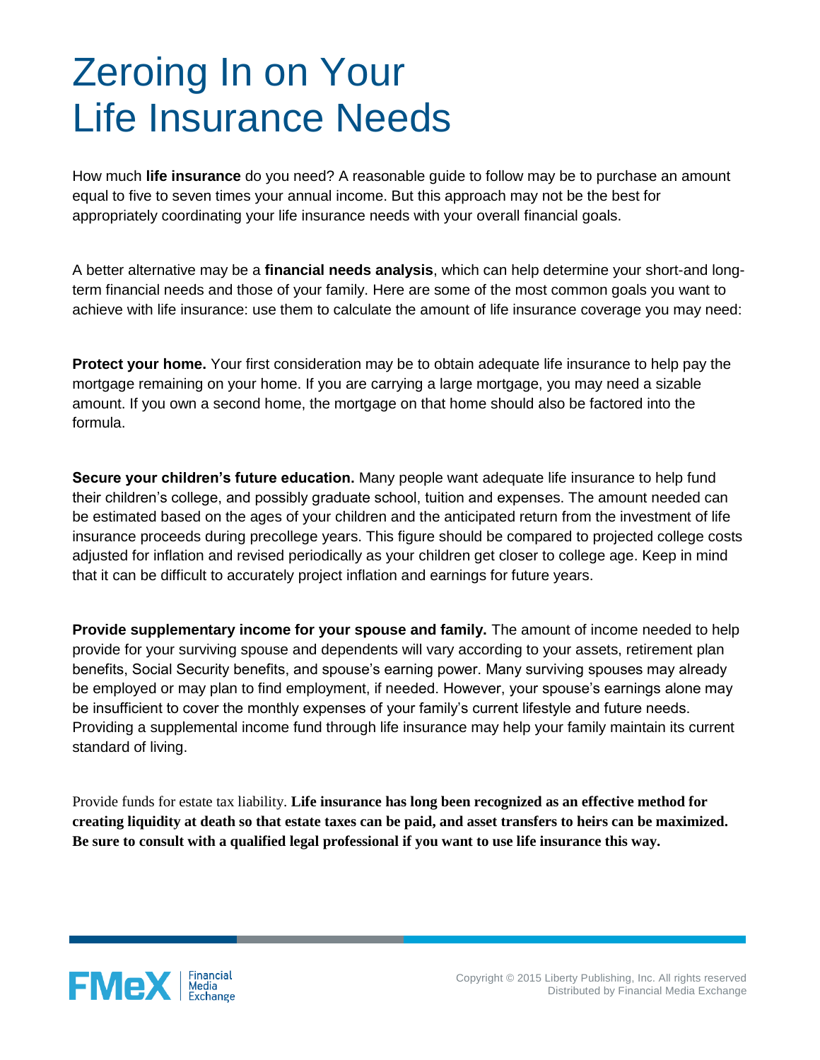# Zeroing In on Your Life Insurance Needs

How much **life insurance** do you need? A reasonable guide to follow may be to purchase an amount equal to five to seven times your annual income. But this approach may not be the best for appropriately coordinating your life insurance needs with your overall financial goals.

A better alternative may be a **financial needs analysis**, which can help determine your short-and long-term financial needs and those of your family. Here are some of the most common goals you want to achieve with life insurance: use them to calculate the amount of life insurance coverage you may need:

**Protect your home.** Your first consideration may be to obtain adequate life insurance to help pay the mortgage remaining on your home. If you are carrying a large mortgage, you may need a sizable amount. If you own a second home, the mortgage on that home should also be factored into the formula.

**Secure your children's future education.** Many people want adequate life insurance to help fund their children's college, and possibly graduate school, tuition and expenses. The amount needed can be estimated based on the ages of your children and the anticipated return from the investment of life insurance proceeds during precollege years. This figure should be compared to projected college costs adjusted for inflation and revised periodically as your children get closer to college age. Keep in mind that it can be difficult to accurately project inflation and earnings for future years.

**Provide supplementary income for your spouse and family.** The amount of income needed to help provide for your surviving spouse and dependents will vary according to your assets, retirement plan benefits, Social Security benefits, and spouse's earning power. Many surviving spouses may already be employed or may plan to find employment, if needed. However, your spouse's earnings alone may be insufficient to cover the monthly expenses of your family's current lifestyle and future needs. Providing a supplemental income fund through life insurance may help your family maintain its current standard of living.

Provide funds for estate tax liability. **Life insurance has long been recognized as an effective method for creating liquidity at death so that estate taxes can be paid, and asset transfers to heirs can be maximized. Be sure to consult with a qualified legal professional if you want to use life insurance this way.**

FMeX Financial Media Exchange

Copyright © 2015 Liberty Publishing, Inc. All rights reserved
Distributed by Financial Media Exchange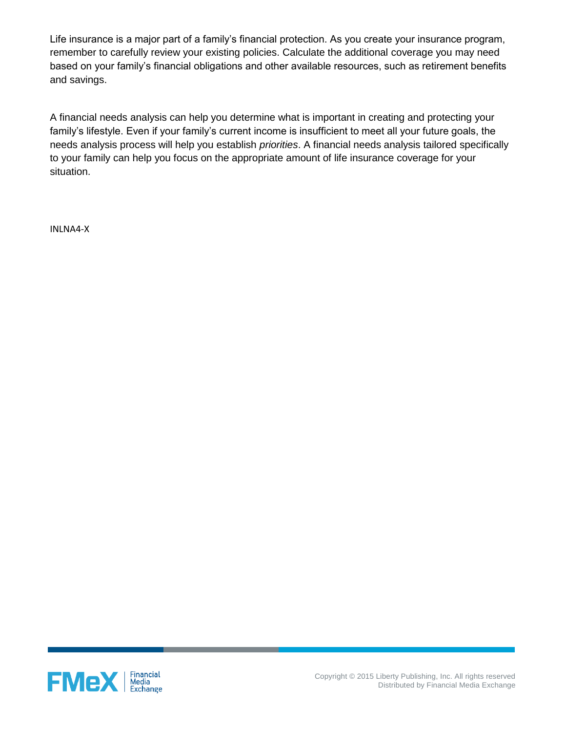Life insurance is a major part of a family's financial protection. As you create your insurance program, remember to carefully review your existing policies. Calculate the additional coverage you may need based on your family's financial obligations and other available resources, such as retirement benefits and savings.

A financial needs analysis can help you determine what is important in creating and protecting your family's lifestyle. Even if your family's current income is insufficient to meet all your future goals, the needs analysis process will help you establish *priorities*. A financial needs analysis tailored specifically to your family can help you focus on the appropriate amount of life insurance coverage for your situation.

INLNA4-X

FMeX Financial Media Exchange

Copyright © 2015 Liberty Publishing, Inc. All rights reserved
Distributed by Financial Media Exchange